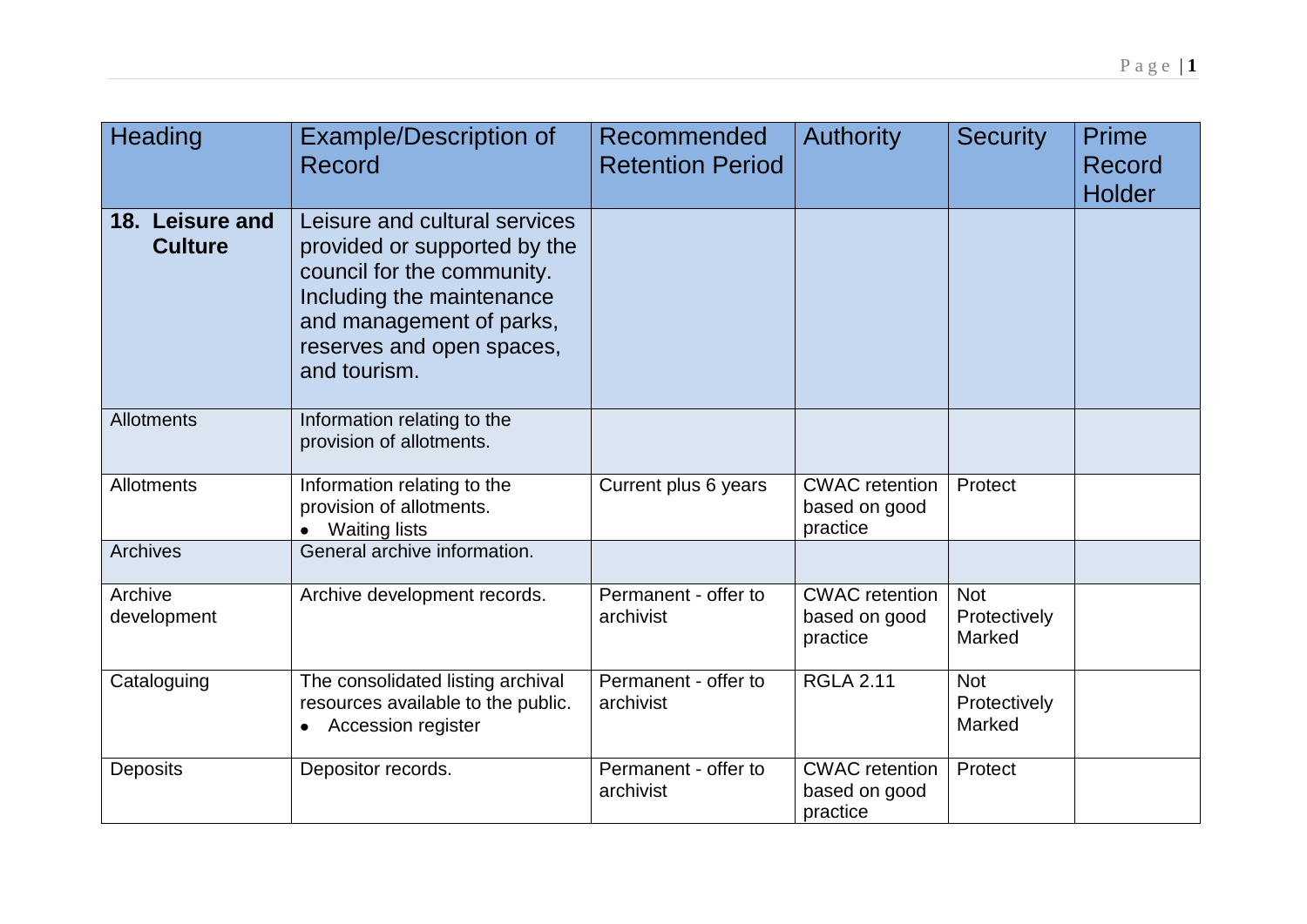| Heading | Example/Description of Record | Recommended Retention Period | Authority | Security | Prime Record Holder |
|---|---|---|---|---|---|
| **18. Leisure and Culture** | Leisure and cultural services provided or supported by the council for the community. Including the maintenance and management of parks, reserves and open spaces, and tourism. | | | | |
| Allotments | Information relating to the provision of allotments. | | | | |
| Allotments | Information relating to the provision of allotments.<br>• Waiting lists | Current plus 6 years | CWAC retention based on good practice | Protect | |
| Archives | General archive information. | | | | |
| Archive development | Archive development records. | Permanent - offer to archivist | CWAC retention based on good practice | Not Protectively Marked | |
| Cataloguing | The consolidated listing archival resources available to the public.<br>• Accession register | Permanent - offer to archivist | RGLA 2.11 | Not Protectively Marked | |
| Deposits | Depositor records. | Permanent - offer to archivist | CWAC retention based on good practice | Protect | |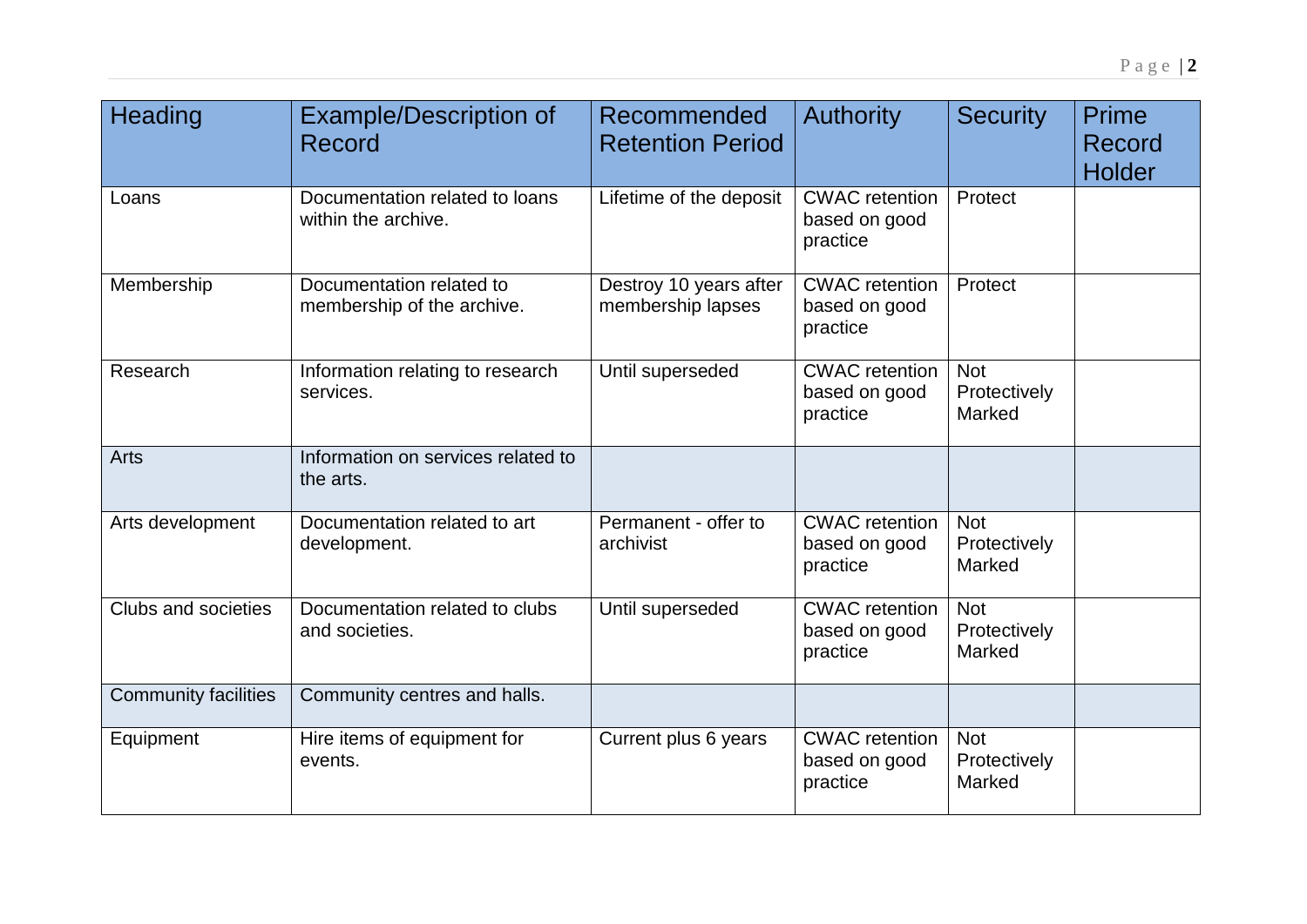| Heading | Example/Description of Record | Recommended Retention Period | Authority | Security | Prime Record Holder |
|---|---|---|---|---|---|
| Loans | Documentation related to loans within the archive. | Lifetime of the deposit | CWAC retention based on good practice | Protect | |
| Membership | Documentation related to membership of the archive. | Destroy 10 years after membership lapses | CWAC retention based on good practice | Protect | |
| Research | Information relating to research services. | Until superseded | CWAC retention based on good practice | Not Protectively Marked | |
| Arts | Information on services related to the arts. | | | | |
| Arts development | Documentation related to art development. | Permanent - offer to archivist | CWAC retention based on good practice | Not Protectively Marked | |
| Clubs and societies | Documentation related to clubs and societies. | Until superseded | CWAC retention based on good practice | Not Protectively Marked | |
| Community facilities | Community centres and halls. | | | | |
| Equipment | Hire items of equipment for events. | Current plus 6 years | CWAC retention based on good practice | Not Protectively Marked | |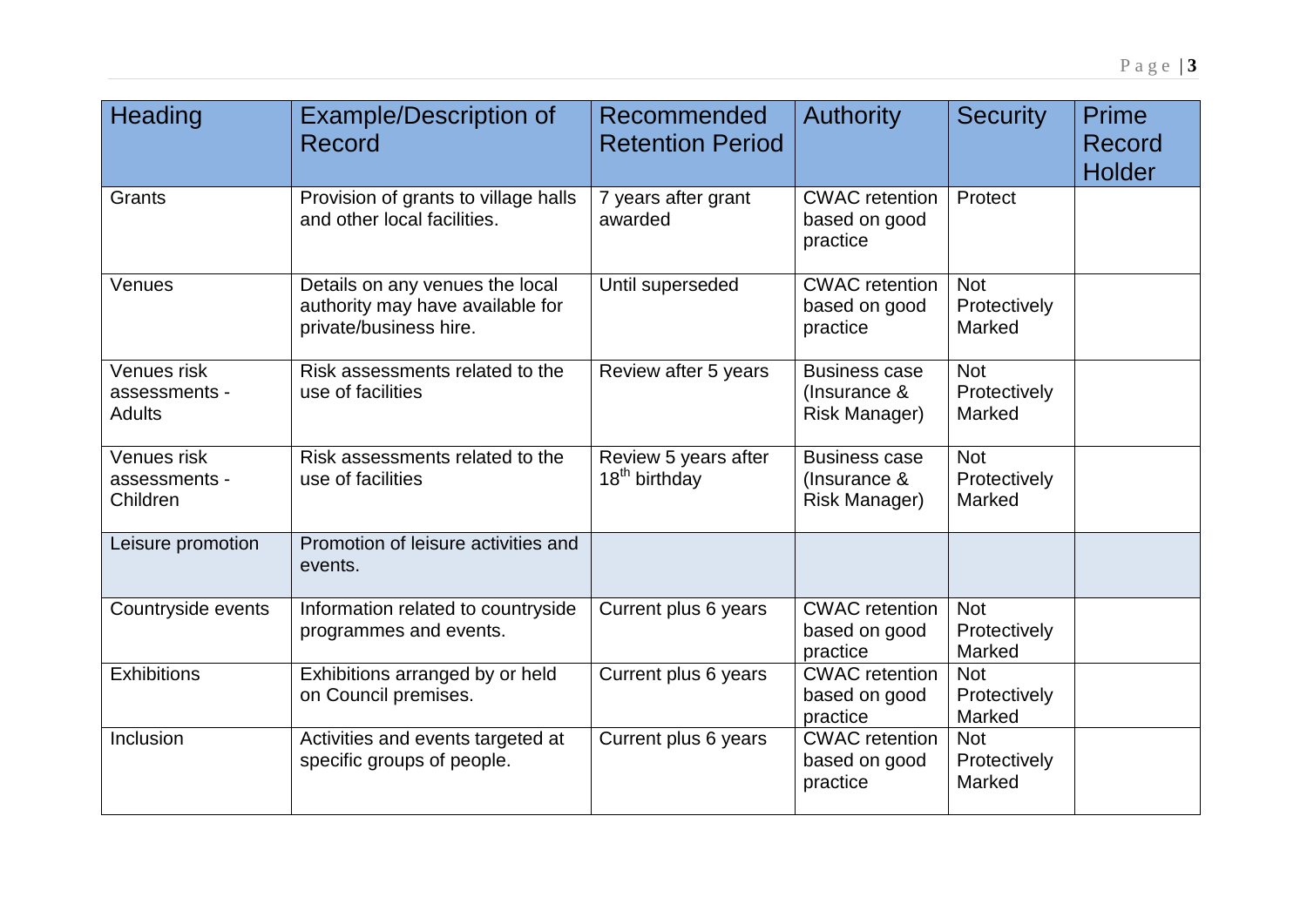| Heading | Example/Description of Record | Recommended Retention Period | Authority | Security | Prime Record Holder |
|---|---|---|---|---|---|
| Grants | Provision of grants to village halls and other local facilities. | 7 years after grant awarded | CWAC retention based on good practice | Protect | |
| Venues | Details on any venues the local authority may have available for private/business hire. | Until superseded | CWAC retention based on good practice | Not Protectively Marked | |
| Venues risk assessments - Adults | Risk assessments related to the use of facilities | Review after 5 years | Business case (Insurance & Risk Manager) | Not Protectively Marked | |
| Venues risk assessments - Children | Risk assessments related to the use of facilities | Review 5 years after 18th birthday | Business case (Insurance & Risk Manager) | Not Protectively Marked | |
| Leisure promotion | Promotion of leisure activities and events. | | | | |
| Countryside events | Information related to countryside programmes and events. | Current plus 6 years | CWAC retention based on good practice | Not Protectively Marked | |
| Exhibitions | Exhibitions arranged by or held on Council premises. | Current plus 6 years | CWAC retention based on good practice | Not Protectively Marked | |
| Inclusion | Activities and events targeted at specific groups of people. | Current plus 6 years | CWAC retention based on good practice | Not Protectively Marked | |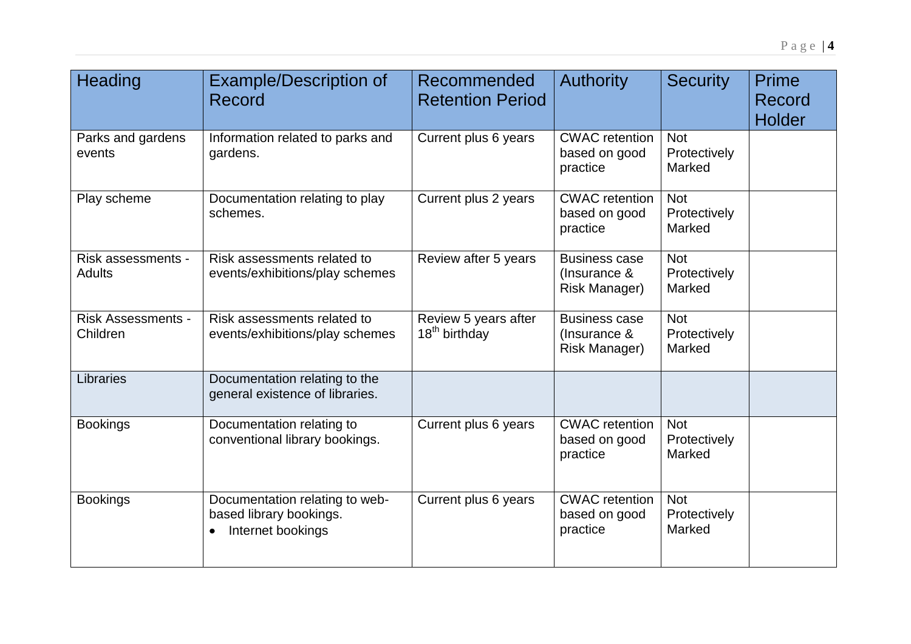| Heading | Example/Description of Record | Recommended Retention Period | Authority | Security | Prime Record Holder |
|---|---|---|---|---|---|
| Parks and gardens events | Information related to parks and gardens. | Current plus 6 years | CWAC retention based on good practice | Not Protectively Marked | |
| Play scheme | Documentation relating to play schemes. | Current plus 2 years | CWAC retention based on good practice | Not Protectively Marked | |
| Risk assessments - Adults | Risk assessments related to events/exhibitions/play schemes | Review after 5 years | Business case (Insurance & Risk Manager) | Not Protectively Marked | |
| Risk Assessments - Children | Risk assessments related to events/exhibitions/play schemes | Review 5 years after 18th birthday | Business case (Insurance & Risk Manager) | Not Protectively Marked | |
| Libraries | Documentation relating to the general existence of libraries. | | | | |
| Bookings | Documentation relating to conventional library bookings. | Current plus 6 years | CWAC retention based on good practice | Not Protectively Marked | |
| Bookings | Documentation relating to web-based library bookings. <br>• Internet bookings | Current plus 6 years | CWAC retention based on good practice | Not Protectively Marked | |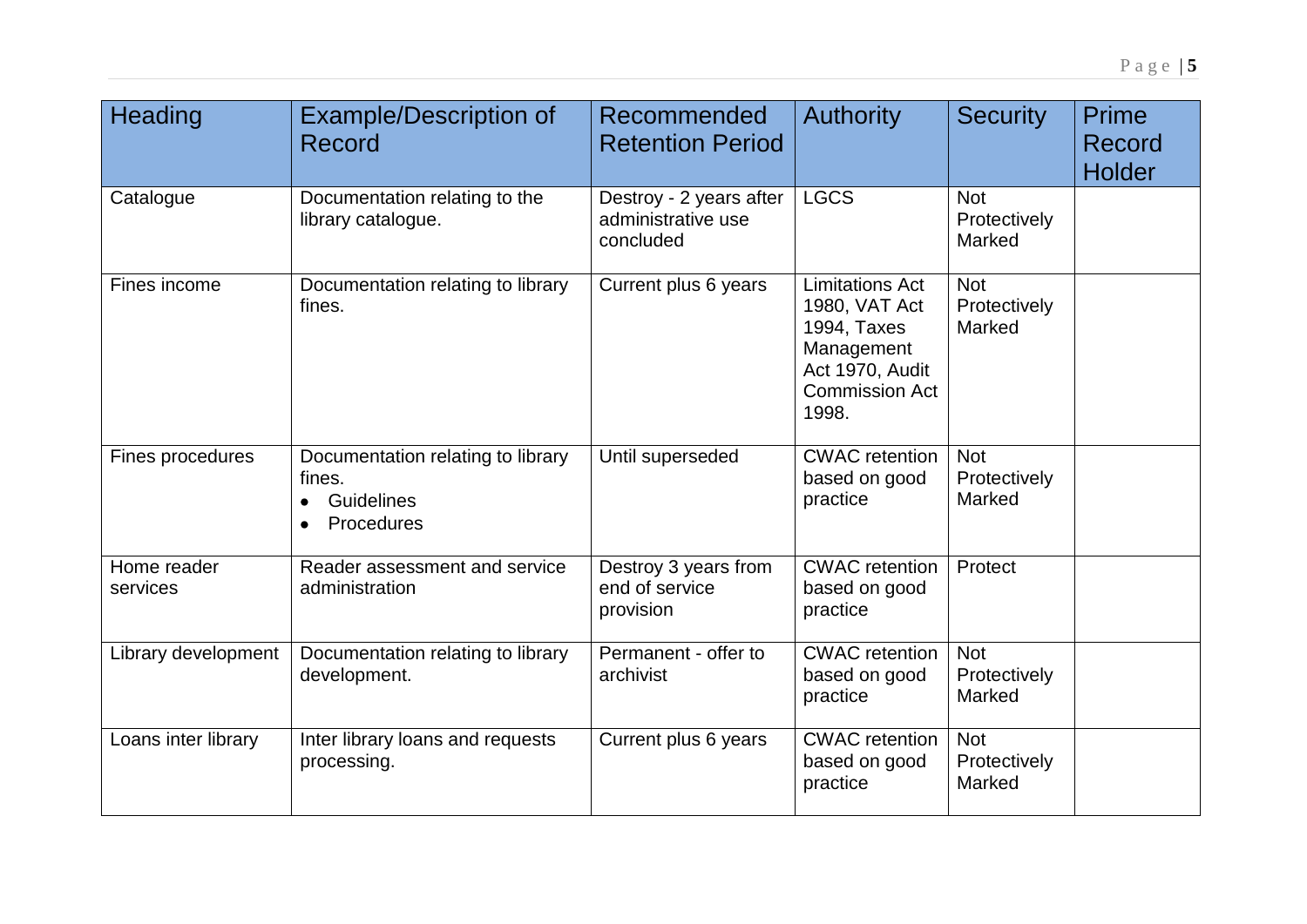| Heading | Example/Description of Record | Recommended Retention Period | Authority | Security | Prime Record Holder |
|---|---|---|---|---|---|
| Catalogue | Documentation relating to the library catalogue. | Destroy - 2 years after administrative use concluded | LGCS | Not Protectively Marked | |
| Fines income | Documentation relating to library fines. | Current plus 6 years | Limitations Act 1980, VAT Act 1994, Taxes Management Act 1970, Audit Commission Act 1998. | Not Protectively Marked | |
| Fines procedures | Documentation relating to library fines.<br>• Guidelines<br>• Procedures | Until superseded | CWAC retention based on good practice | Not Protectively Marked | |
| Home reader services | Reader assessment and service administration | Destroy 3 years from end of service provision | CWAC retention based on good practice | Protect | |
| Library development | Documentation relating to library development. | Permanent - offer to archivist | CWAC retention based on good practice | Not Protectively Marked | |
| Loans inter library | Inter library loans and requests processing. | Current plus 6 years | CWAC retention based on good practice | Not Protectively Marked | |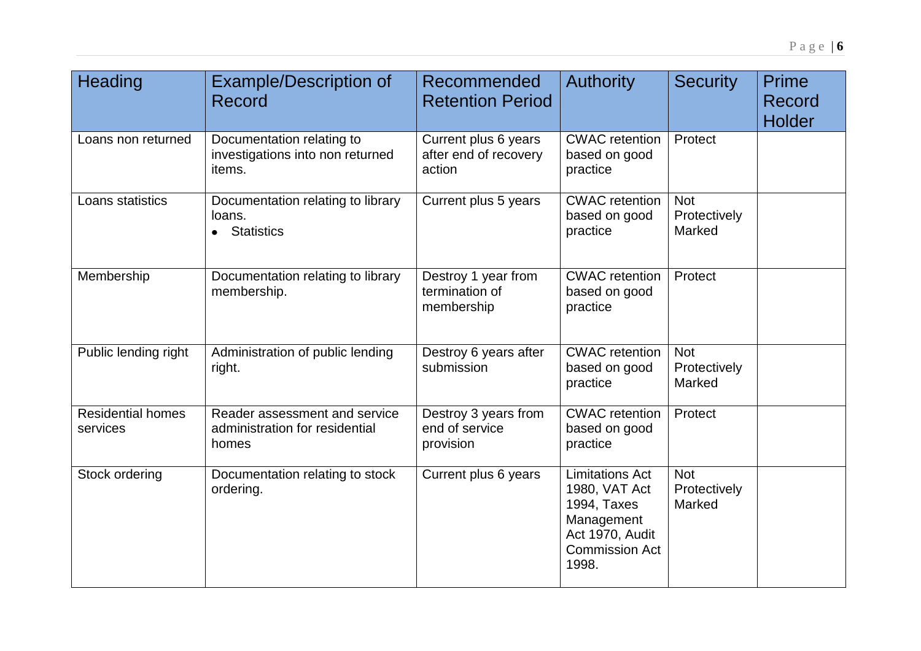| Heading | Example/Description of Record | Recommended Retention Period | Authority | Security | Prime Record Holder |
|---|---|---|---|---|---|
| Loans non returned | Documentation relating to investigations into non returned items. | Current plus 6 years after end of recovery action | CWAC retention based on good practice | Protect | |
| Loans statistics | Documentation relating to library loans.<br>• Statistics | Current plus 5 years | CWAC retention based on good practice | Not Protectively Marked | |
| Membership | Documentation relating to library membership. | Destroy 1 year from termination of membership | CWAC retention based on good practice | Protect | |
| Public lending right | Administration of public lending right. | Destroy 6 years after submission | CWAC retention based on good practice | Not Protectively Marked | |
| Residential homes services | Reader assessment and service administration for residential homes | Destroy 3 years from end of service provision | CWAC retention based on good practice | Protect | |
| Stock ordering | Documentation relating to stock ordering. | Current plus 6 years | Limitations Act 1980, VAT Act 1994, Taxes Management Act 1970, Audit Commission Act 1998. | Not Protectively Marked | |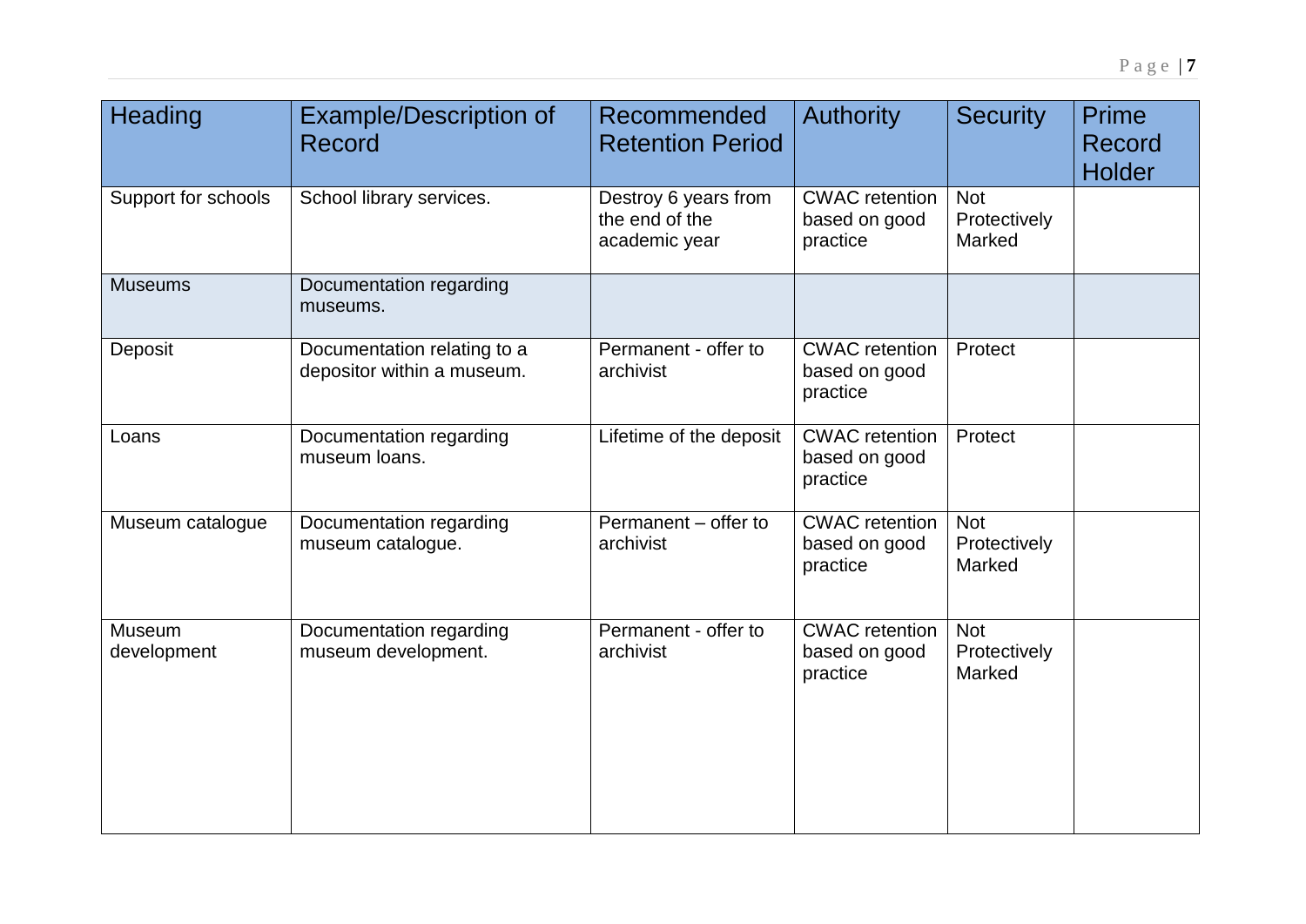| Heading | Example/Description of Record | Recommended Retention Period | Authority | Security | Prime Record Holder |
|---|---|---|---|---|---|
| Support for schools | School library services. | Destroy 6 years from the end of the academic year | CWAC retention based on good practice | Not Protectively Marked | |
| Museums | Documentation regarding museums. | | | | |
| Deposit | Documentation relating to a depositor within a museum. | Permanent - offer to archivist | CWAC retention based on good practice | Protect | |
| Loans | Documentation regarding museum loans. | Lifetime of the deposit | CWAC retention based on good practice | Protect | |
| Museum catalogue | Documentation regarding museum catalogue. | Permanent – offer to archivist | CWAC retention based on good practice | Not Protectively Marked | |
| Museum development | Documentation regarding museum development. | Permanent - offer to archivist | CWAC retention based on good practice | Not Protectively Marked | |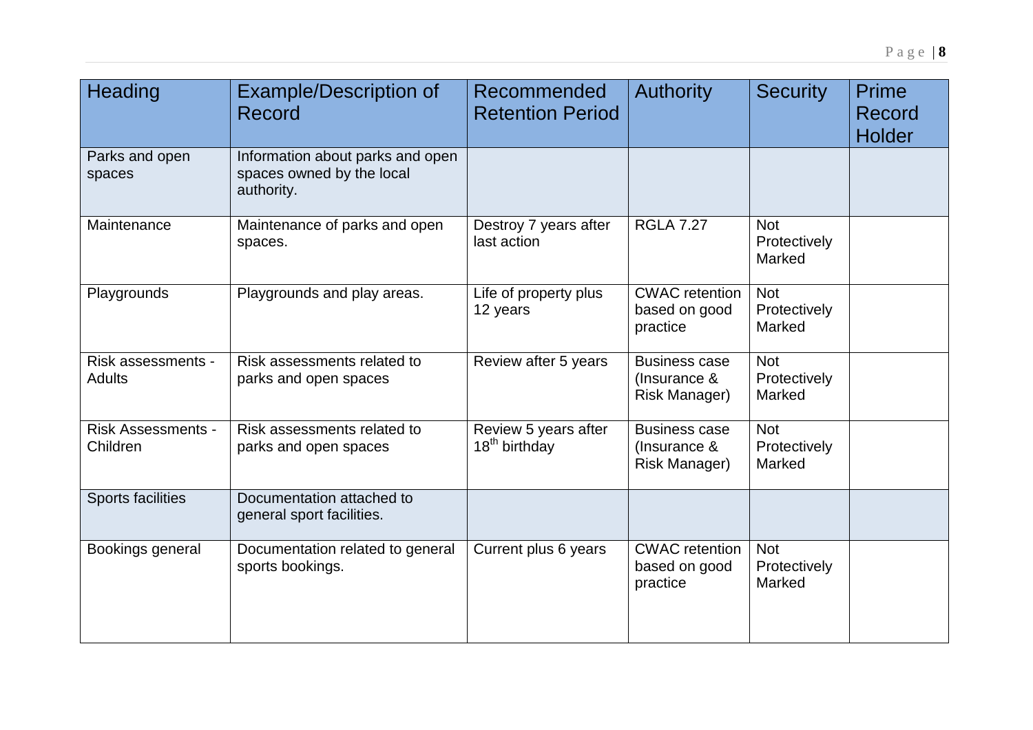| Heading | Example/Description of Record | Recommended Retention Period | Authority | Security | Prime Record Holder |
|---|---|---|---|---|---|
| Parks and open spaces | Information about parks and open spaces owned by the local authority. | | | | |
| Maintenance | Maintenance of parks and open spaces. | Destroy 7 years after last action | RGLA 7.27 | Not Protectively Marked | |
| Playgrounds | Playgrounds and play areas. | Life of property plus 12 years | CWAC retention based on good practice | Not Protectively Marked | |
| Risk assessments - Adults | Risk assessments related to parks and open spaces | Review after 5 years | Business case (Insurance & Risk Manager) | Not Protectively Marked | |
| Risk Assessments - Children | Risk assessments related to parks and open spaces | Review 5 years after 18th birthday | Business case (Insurance & Risk Manager) | Not Protectively Marked | |
| Sports facilities | Documentation attached to general sport facilities. | | | | |
| Bookings general | Documentation related to general sports bookings. | Current plus 6 years | CWAC retention based on good practice | Not Protectively Marked | |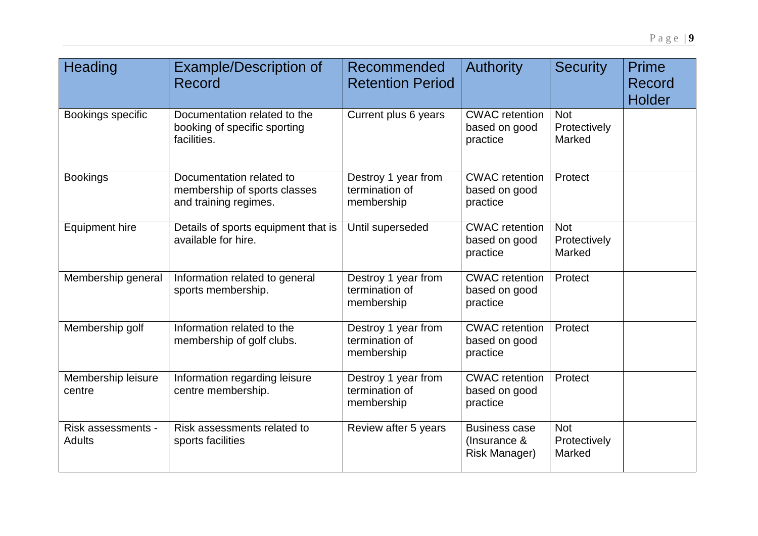| Heading | Example/Description of Record | Recommended Retention Period | Authority | Security | Prime Record Holder |
|---|---|---|---|---|---|
| Bookings specific | Documentation related to the booking of specific sporting facilities. | Current plus 6 years | CWAC retention based on good practice | Not Protectively Marked | |
| Bookings | Documentation related to membership of sports classes and training regimes. | Destroy 1 year from termination of membership | CWAC retention based on good practice | Protect | |
| Equipment hire | Details of sports equipment that is available for hire. | Until superseded | CWAC retention based on good practice | Not Protectively Marked | |
| Membership general | Information related to general sports membership. | Destroy 1 year from termination of membership | CWAC retention based on good practice | Protect | |
| Membership golf | Information related to the membership of golf clubs. | Destroy 1 year from termination of membership | CWAC retention based on good practice | Protect | |
| Membership leisure centre | Information regarding leisure centre membership. | Destroy 1 year from termination of membership | CWAC retention based on good practice | Protect | |
| Risk assessments - Adults | Risk assessments related to sports facilities | Review after 5 years | Business case (Insurance & Risk Manager) | Not Protectively Marked | |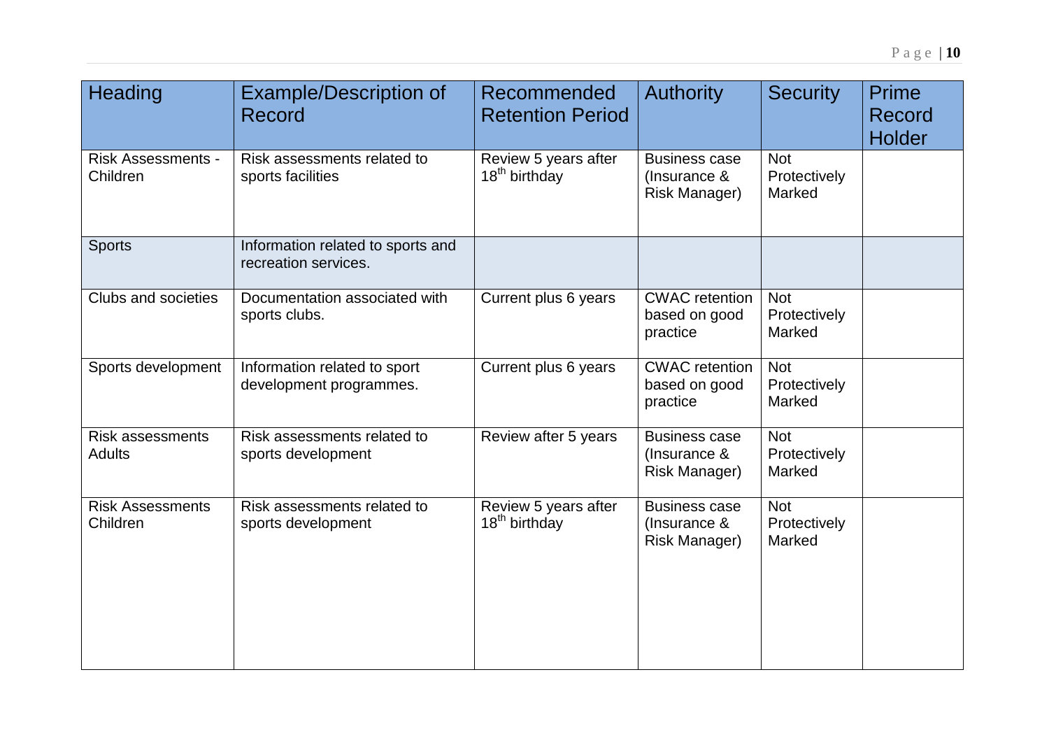| Heading | Example/Description of Record | Recommended Retention Period | Authority | Security | Prime Record Holder |
|---|---|---|---|---|---|
| Risk Assessments - Children | Risk assessments related to sports facilities | Review 5 years after 18th birthday | Business case (Insurance & Risk Manager) | Not Protectively Marked | |
| Sports | Information related to sports and recreation services. | | | | |
| Clubs and societies | Documentation associated with sports clubs. | Current plus 6 years | CWAC retention based on good practice | Not Protectively Marked | |
| Sports development | Information related to sport development programmes. | Current plus 6 years | CWAC retention based on good practice | Not Protectively Marked | |
| Risk assessments Adults | Risk assessments related to sports development | Review after 5 years | Business case (Insurance & Risk Manager) | Not Protectively Marked | |
| Risk Assessments Children | Risk assessments related to sports development | Review 5 years after 18th birthday | Business case (Insurance & Risk Manager) | Not Protectively Marked | |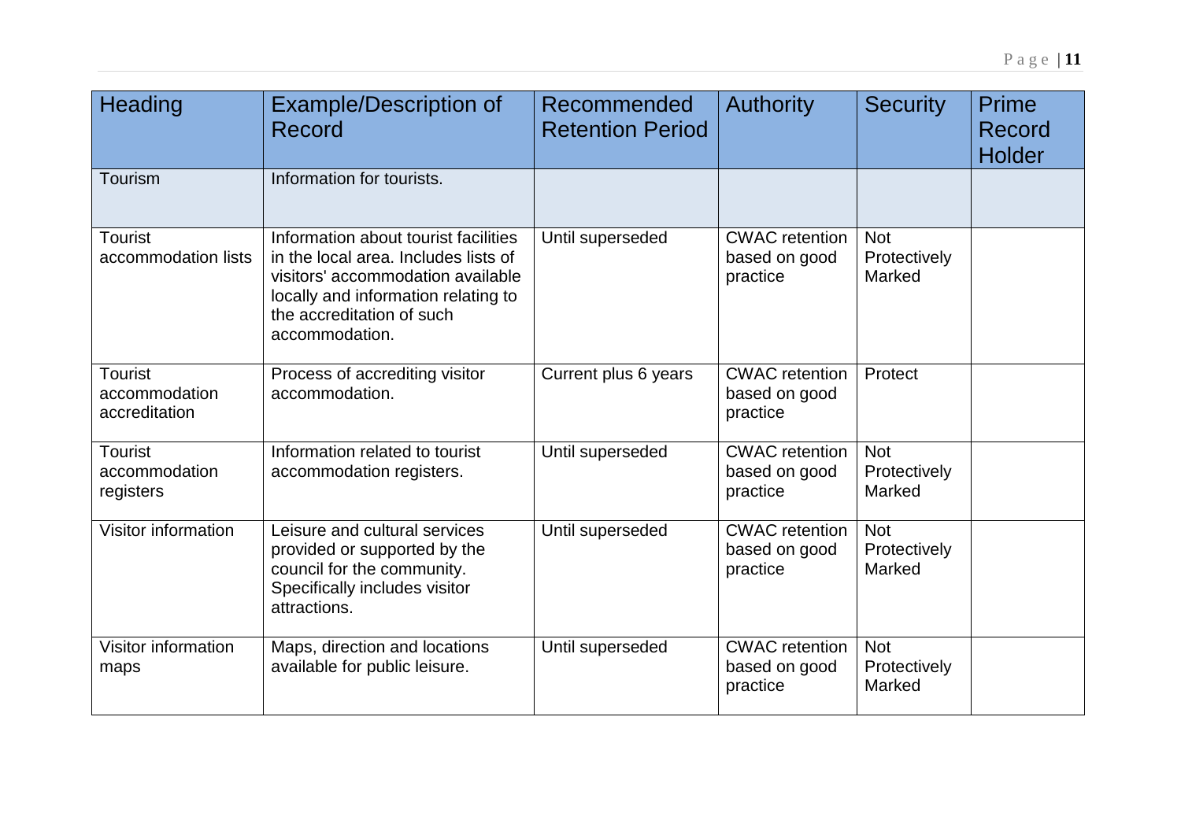| Heading | Example/Description of Record | Recommended Retention Period | Authority | Security | Prime Record Holder |
|---|---|---|---|---|---|
| Tourism | Information for tourists. | | | | |
| Tourist accommodation lists | Information about tourist facilities in the local area. Includes lists of visitors' accommodation available locally and information relating to the accreditation of such accommodation. | Until superseded | CWAC retention based on good practice | Not Protectively Marked | |
| Tourist accommodation accreditation | Process of accrediting visitor accommodation. | Current plus 6 years | CWAC retention based on good practice | Protect | |
| Tourist accommodation registers | Information related to tourist accommodation registers. | Until superseded | CWAC retention based on good practice | Not Protectively Marked | |
| Visitor information | Leisure and cultural services provided or supported by the council for the community. Specifically includes visitor attractions. | Until superseded | CWAC retention based on good practice | Not Protectively Marked | |
| Visitor information maps | Maps, direction and locations available for public leisure. | Until superseded | CWAC retention based on good practice | Not Protectively Marked | |